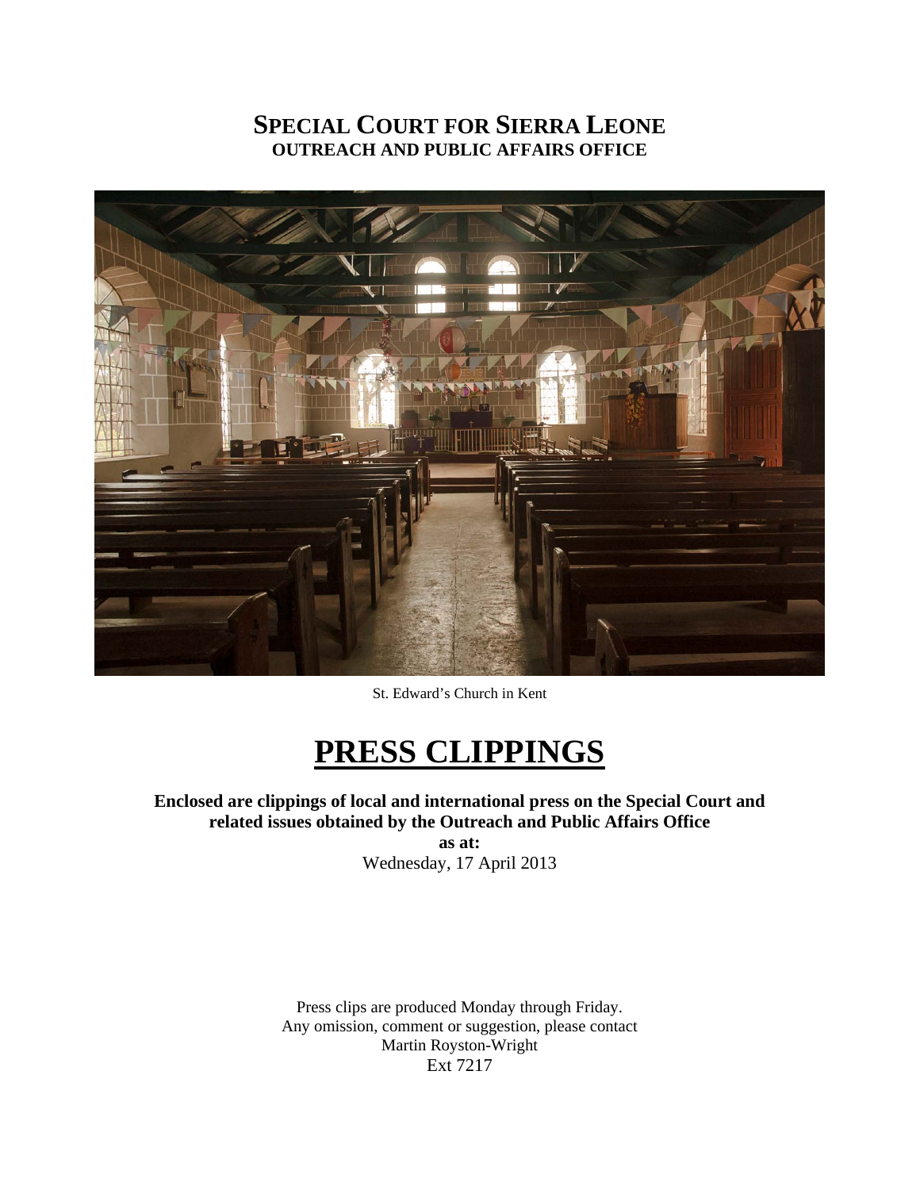# SPECIAL COURT FOR SIERRA LEONE
## OUTREACH AND PUBLIC AFFAIRS OFFICE

St. Edward's Church in Kent

# PRESS CLIPPINGS

**Enclosed are clippings of local and international press on the Special Court and related issues obtained by the Outreach and Public Affairs Office**
**as at:**
Wednesday, 17 April 2013

Press clips are produced Monday through Friday.
Any omission, comment or suggestion, please contact
Martin Royston-Wright
Ext 7217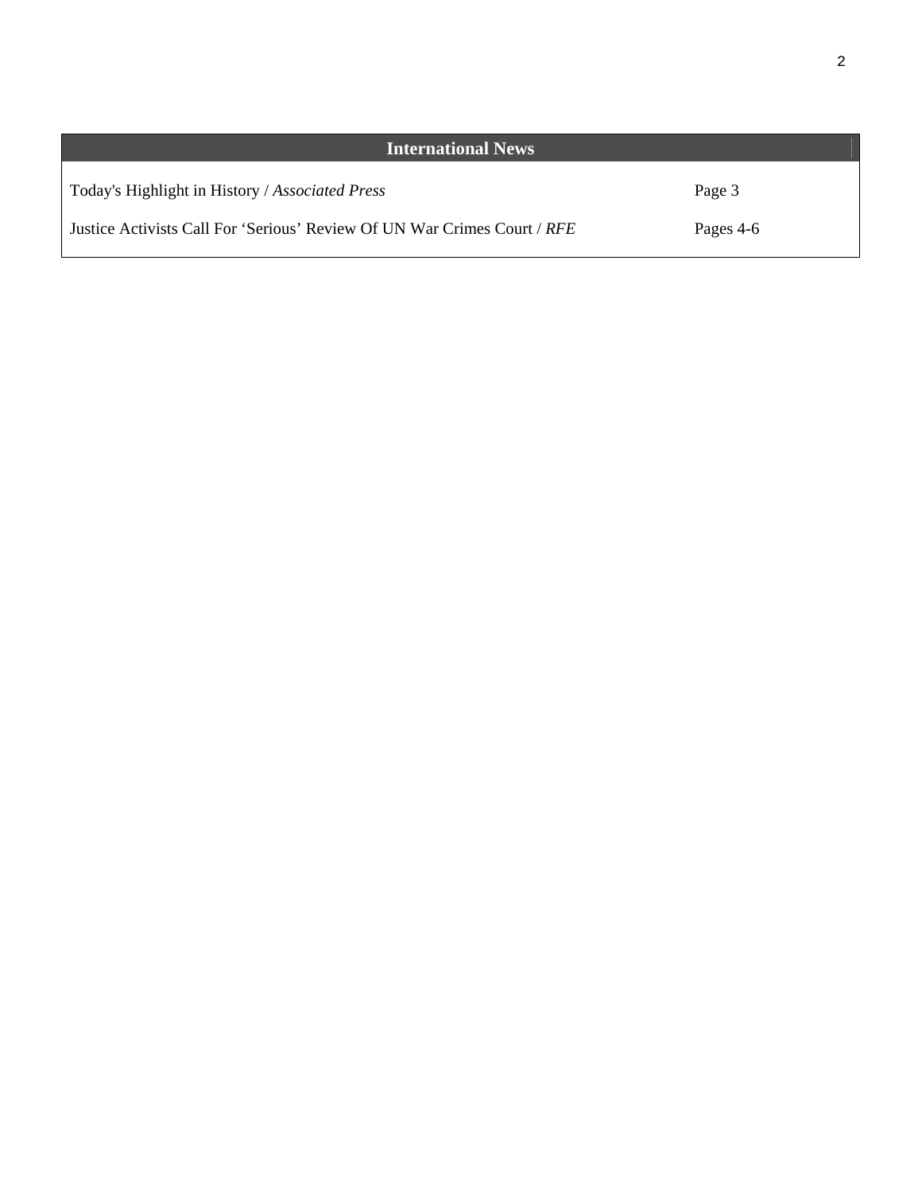## International News

| | |
|---|---|
| Today's Highlight in History / *Associated Press* | Page 3 |
| Justice Activists Call For 'Serious' Review Of UN War Crimes Court / *RFE* | Pages 4-6 |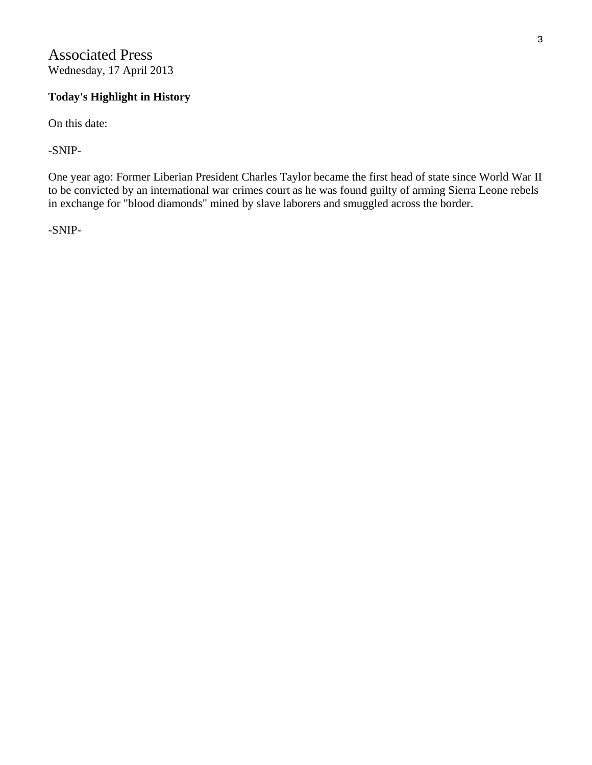# Associated Press

Wednesday, 17 April 2013

**Today's Highlight in History**

On this date:

-SNIP-

One year ago: Former Liberian President Charles Taylor became the first head of state since World War II to be convicted by an international war crimes court as he was found guilty of arming Sierra Leone rebels in exchange for "blood diamonds" mined by slave laborers and smuggled across the border.

-SNIP-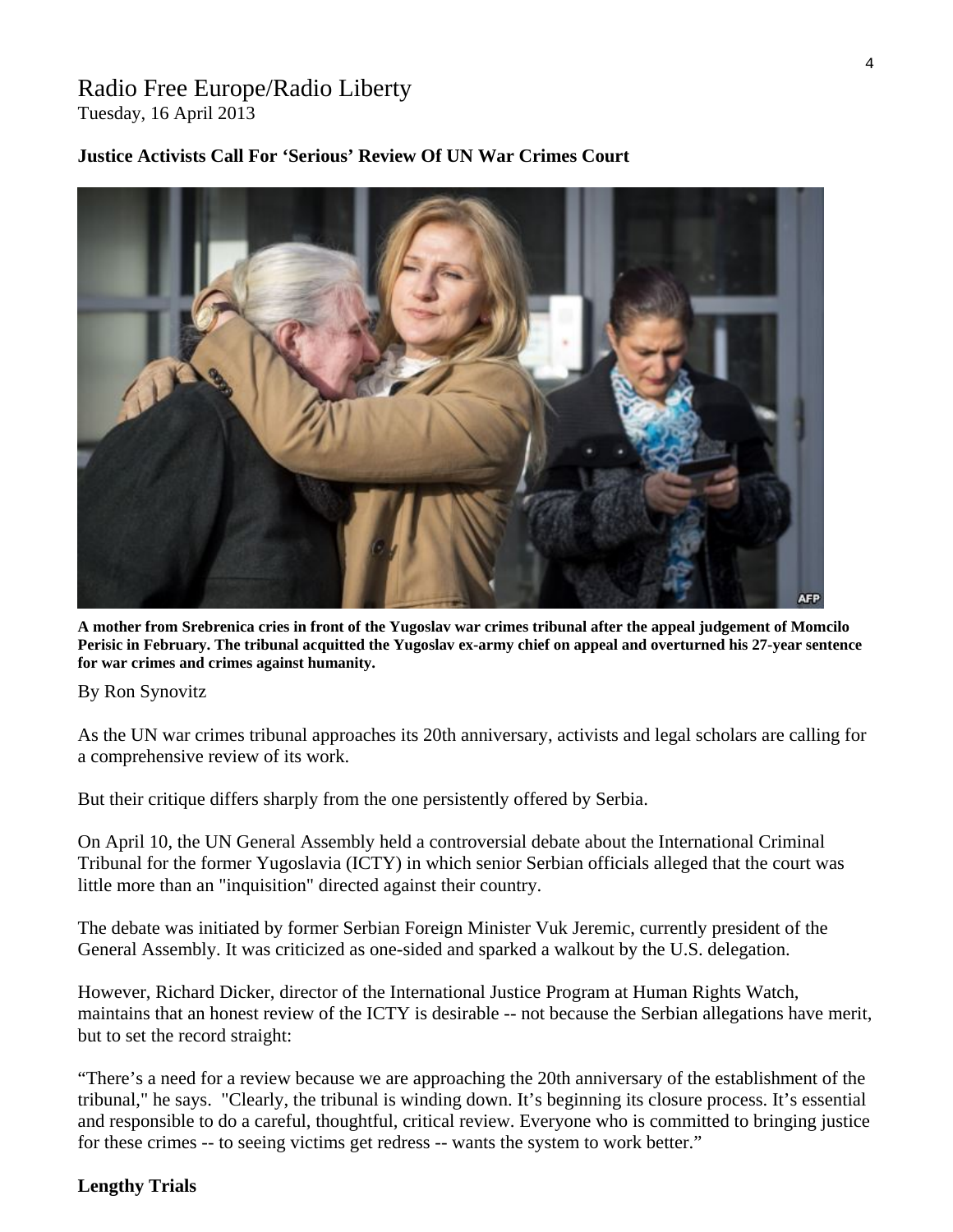Radio Free Europe/Radio Liberty
Tuesday, 16 April 2013

**Justice Activists Call For 'Serious' Review Of UN War Crimes Court**

**A mother from Srebrenica cries in front of the Yugoslav war crimes tribunal after the appeal judgement of Momcilo Perisic in February. The tribunal acquitted the Yugoslav ex-army chief on appeal and overturned his 27-year sentence for war crimes and crimes against humanity.**

By Ron Synovitz

As the UN war crimes tribunal approaches its 20th anniversary, activists and legal scholars are calling for a comprehensive review of its work.

But their critique differs sharply from the one persistently offered by Serbia.

On April 10, the UN General Assembly held a controversial debate about the International Criminal Tribunal for the former Yugoslavia (ICTY) in which senior Serbian officials alleged that the court was little more than an "inquisition" directed against their country.

The debate was initiated by former Serbian Foreign Minister Vuk Jeremic, currently president of the General Assembly. It was criticized as one-sided and sparked a walkout by the U.S. delegation.

However, Richard Dicker, director of the International Justice Program at Human Rights Watch, maintains that an honest review of the ICTY is desirable -- not because the Serbian allegations have merit, but to set the record straight:

"There's a need for a review because we are approaching the 20th anniversary of the establishment of the tribunal," he says. "Clearly, the tribunal is winding down. It's beginning its closure process. It's essential and responsible to do a careful, thoughtful, critical review. Everyone who is committed to bringing justice for these crimes -- to seeing victims get redress -- wants the system to work better."

**Lengthy Trials**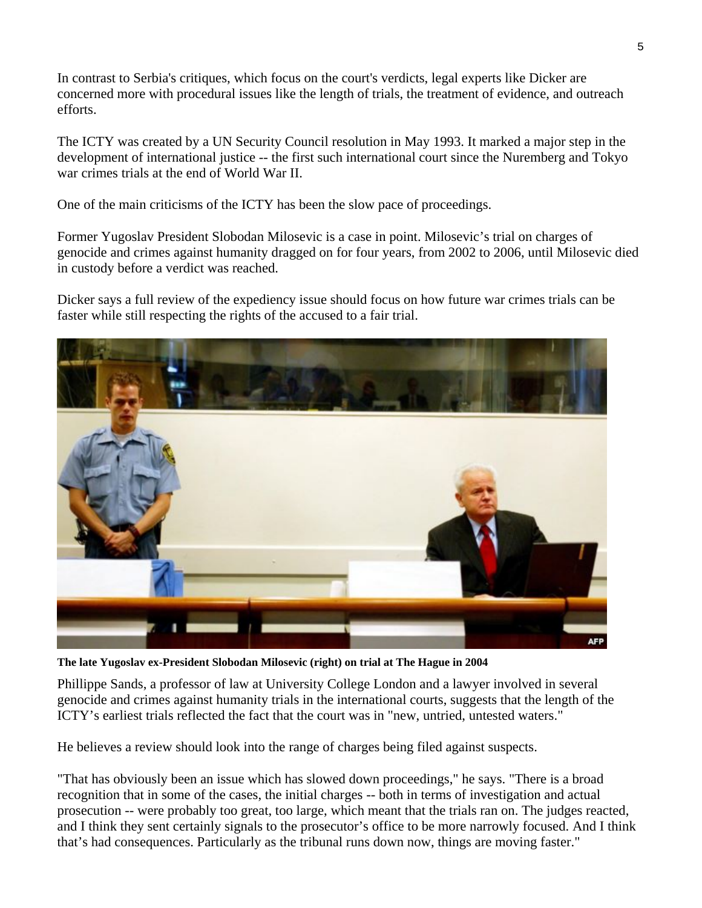In contrast to Serbia's critiques, which focus on the court's verdicts, legal experts like Dicker are concerned more with procedural issues like the length of trials, the treatment of evidence, and outreach efforts.

The ICTY was created by a UN Security Council resolution in May 1993. It marked a major step in the development of international justice -- the first such international court since the Nuremberg and Tokyo war crimes trials at the end of World War II.

One of the main criticisms of the ICTY has been the slow pace of proceedings.

Former Yugoslav President Slobodan Milosevic is a case in point. Milosevic's trial on charges of genocide and crimes against humanity dragged on for four years, from 2002 to 2006, until Milosevic died in custody before a verdict was reached.

Dicker says a full review of the expediency issue should focus on how future war crimes trials can be faster while still respecting the rights of the accused to a fair trial.

**The late Yugoslav ex-President Slobodan Milosevic (right) on trial at The Hague in 2004**

Phillippe Sands, a professor of law at University College London and a lawyer involved in several genocide and crimes against humanity trials in the international courts, suggests that the length of the ICTY's earliest trials reflected the fact that the court was in "new, untried, untested waters."

He believes a review should look into the range of charges being filed against suspects.

"That has obviously been an issue which has slowed down proceedings," he says. "There is a broad recognition that in some of the cases, the initial charges -- both in terms of investigation and actual prosecution -- were probably too great, too large, which meant that the trials ran on. The judges reacted, and I think they sent certainly signals to the prosecutor's office to be more narrowly focused. And I think that's had consequences. Particularly as the tribunal runs down now, things are moving faster."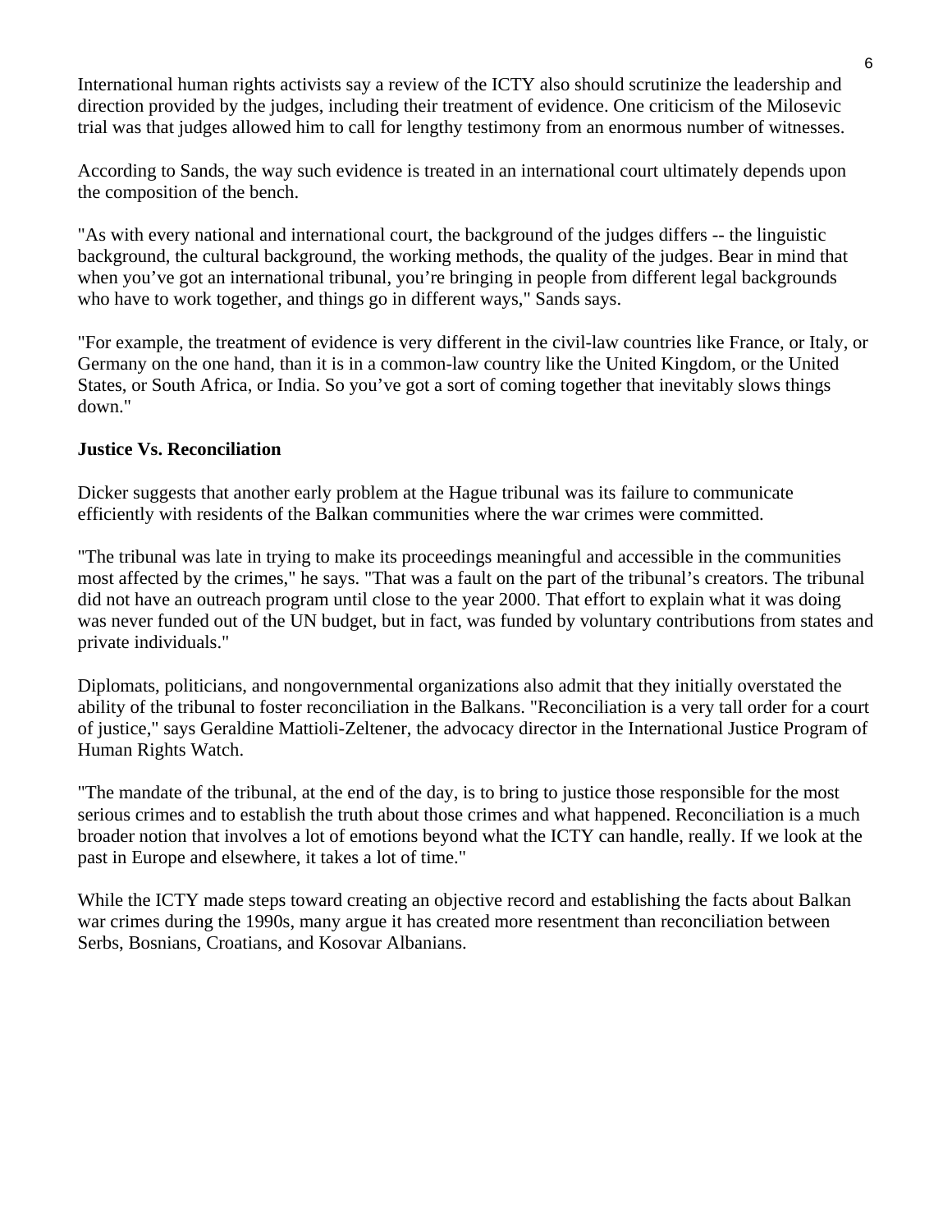International human rights activists say a review of the ICTY also should scrutinize the leadership and direction provided by the judges, including their treatment of evidence. One criticism of the Milosevic trial was that judges allowed him to call for lengthy testimony from an enormous number of witnesses.

According to Sands, the way such evidence is treated in an international court ultimately depends upon the composition of the bench.

"As with every national and international court, the background of the judges differs -- the linguistic background, the cultural background, the working methods, the quality of the judges. Bear in mind that when you've got an international tribunal, you're bringing in people from different legal backgrounds who have to work together, and things go in different ways," Sands says.

"For example, the treatment of evidence is very different in the civil-law countries like France, or Italy, or Germany on the one hand, than it is in a common-law country like the United Kingdom, or the United States, or South Africa, or India. So you've got a sort of coming together that inevitably slows things down."

**Justice Vs. Reconciliation**

Dicker suggests that another early problem at the Hague tribunal was its failure to communicate efficiently with residents of the Balkan communities where the war crimes were committed.

"The tribunal was late in trying to make its proceedings meaningful and accessible in the communities most affected by the crimes," he says. "That was a fault on the part of the tribunal's creators. The tribunal did not have an outreach program until close to the year 2000. That effort to explain what it was doing was never funded out of the UN budget, but in fact, was funded by voluntary contributions from states and private individuals."

Diplomats, politicians, and nongovernmental organizations also admit that they initially overstated the ability of the tribunal to foster reconciliation in the Balkans. "Reconciliation is a very tall order for a court of justice," says Geraldine Mattioli-Zeltener, the advocacy director in the International Justice Program of Human Rights Watch.

"The mandate of the tribunal, at the end of the day, is to bring to justice those responsible for the most serious crimes and to establish the truth about those crimes and what happened. Reconciliation is a much broader notion that involves a lot of emotions beyond what the ICTY can handle, really. If we look at the past in Europe and elsewhere, it takes a lot of time."

While the ICTY made steps toward creating an objective record and establishing the facts about Balkan war crimes during the 1990s, many argue it has created more resentment than reconciliation between Serbs, Bosnians, Croatians, and Kosovar Albanians.